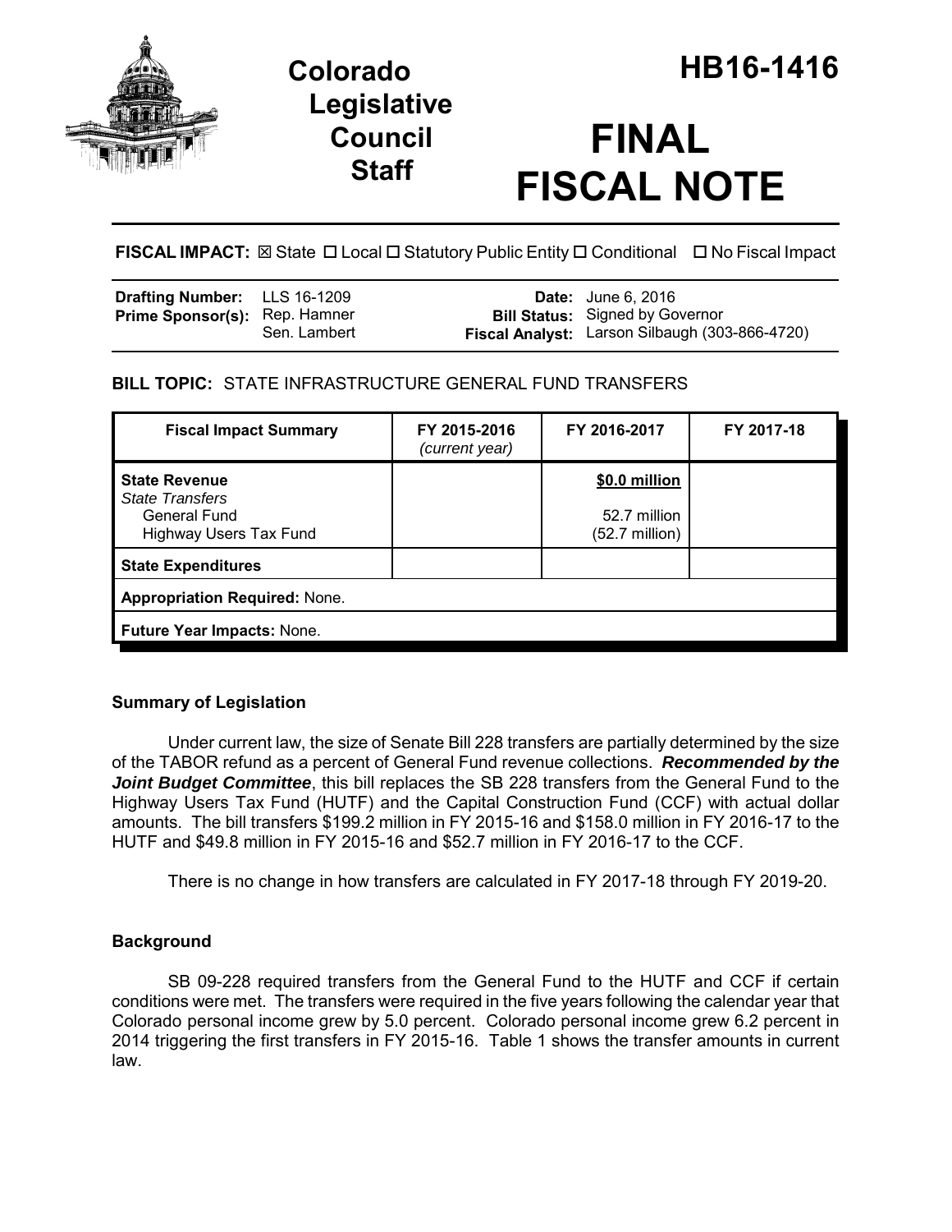# Colorado Legislative Council Staff

# HB16-1416

# FINAL FISCAL NOTE

**FISCAL IMPACT:** ☒ State ☐ Local ☐ Statutory Public Entity ☐ Conditional ☐ No Fiscal Impact

| | | | |
|---|---|---|---|
| **Drafting Number:** | LLS 16-1209 | **Date:** | June 6, 2016 |
| **Prime Sponsor(s):** | Rep. Hamner<br>Sen. Lambert | **Bill Status:** | Signed by Governor |
| | | **Fiscal Analyst:** | Larson Silbaugh (303-866-4720) |

**BILL TOPIC:** STATE INFRASTRUCTURE GENERAL FUND TRANSFERS

| Fiscal Impact Summary | FY 2015-2016 *(current year)* | FY 2016-2017 | FY 2017-18 |
|---|---|---|---|
| **State Revenue** | | **$0.0 million** | |
| *State Transfers* | | | |
| General Fund | | 52.7 million | |
| Highway Users Tax Fund | | (52.7 million) | |
| **State Expenditures** | | | |
| **Appropriation Required:** None. | | | |
| **Future Year Impacts:** None. | | | |

### Summary of Legislation

Under current law, the size of Senate Bill 228 transfers are partially determined by the size of the TABOR refund as a percent of General Fund revenue collections. ***Recommended by the Joint Budget Committee***, this bill replaces the SB 228 transfers from the General Fund to the Highway Users Tax Fund (HUTF) and the Capital Construction Fund (CCF) with actual dollar amounts. The bill transfers $199.2 million in FY 2015-16 and $158.0 million in FY 2016-17 to the HUTF and $49.8 million in FY 2015-16 and $52.7 million in FY 2016-17 to the CCF.

There is no change in how transfers are calculated in FY 2017-18 through FY 2019-20.

### Background

SB 09-228 required transfers from the General Fund to the HUTF and CCF if certain conditions were met. The transfers were required in the five years following the calendar year that Colorado personal income grew by 5.0 percent. Colorado personal income grew 6.2 percent in 2014 triggering the first transfers in FY 2015-16. Table 1 shows the transfer amounts in current law.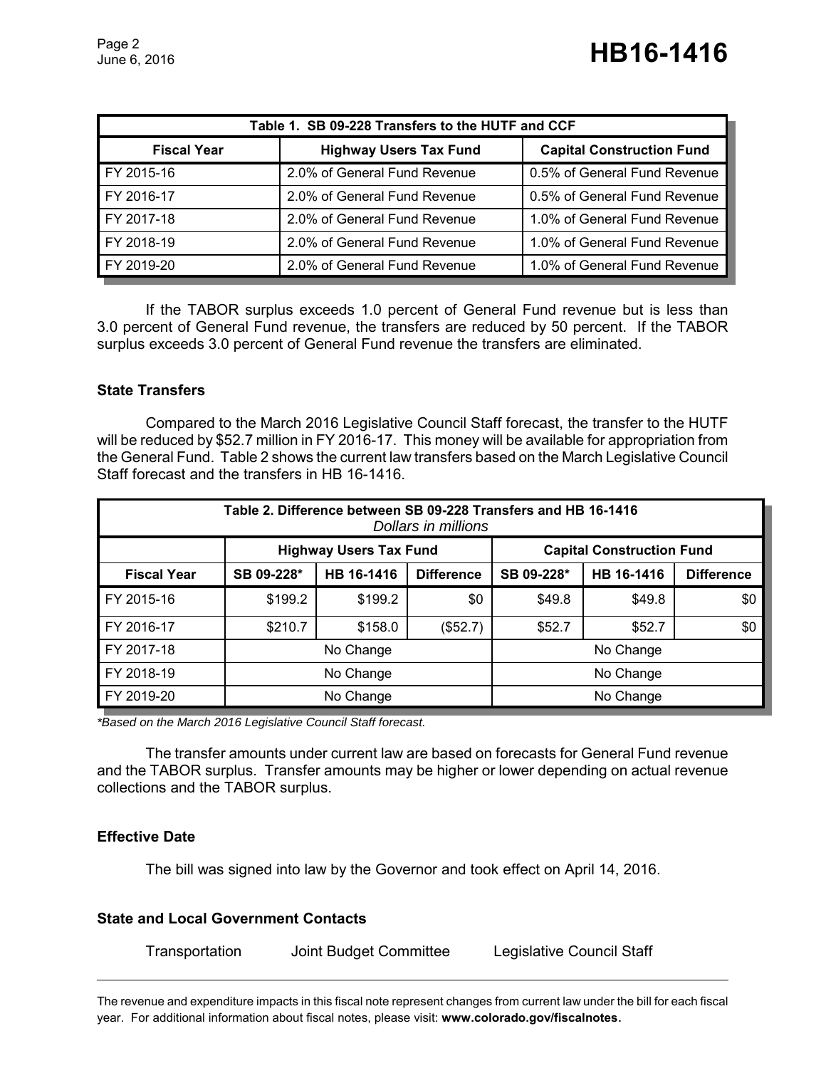| Table 1. SB 09-228 Transfers to the HUTF and CCF | | |
|---|---|---|
| **Fiscal Year** | **Highway Users Tax Fund** | **Capital Construction Fund** |
| FY 2015-16 | 2.0% of General Fund Revenue | 0.5% of General Fund Revenue |
| FY 2016-17 | 2.0% of General Fund Revenue | 0.5% of General Fund Revenue |
| FY 2017-18 | 2.0% of General Fund Revenue | 1.0% of General Fund Revenue |
| FY 2018-19 | 2.0% of General Fund Revenue | 1.0% of General Fund Revenue |
| FY 2019-20 | 2.0% of General Fund Revenue | 1.0% of General Fund Revenue |

If the TABOR surplus exceeds 1.0 percent of General Fund revenue but is less than 3.0 percent of General Fund revenue, the transfers are reduced by 50 percent. If the TABOR surplus exceeds 3.0 percent of General Fund revenue the transfers are eliminated.

**State Transfers**

Compared to the March 2016 Legislative Council Staff forecast, the transfer to the HUTF will be reduced by $52.7 million in FY 2016-17. This money will be available for appropriation from the General Fund. Table 2 shows the current law transfers based on the March Legislative Council Staff forecast and the transfers in HB 16-1416.

| Table 2. Difference between SB 09-228 Transfers and HB 16-1416 *Dollars in millions* | | | | | | |
|---|---|---|---|---|---|---|
| | **Highway Users Tax Fund** | | | **Capital Construction Fund** | | |
| **Fiscal Year** | **SB 09-228*** | **HB 16-1416** | **Difference** | **SB 09-228*** | **HB 16-1416** | **Difference** |
| FY 2015-16 | $199.2 | $199.2 | $0 | $49.8 | $49.8 | $0 |
| FY 2016-17 | $210.7 | $158.0 | ($52.7) | $52.7 | $52.7 | $0 |
| FY 2017-18 | No Change | | | No Change | | |
| FY 2018-19 | No Change | | | No Change | | |
| FY 2019-20 | No Change | | | No Change | | |

*\*Based on the March 2016 Legislative Council Staff forecast.*

The transfer amounts under current law are based on forecasts for General Fund revenue and the TABOR surplus. Transfer amounts may be higher or lower depending on actual revenue collections and the TABOR surplus.

**Effective Date**

The bill was signed into law by the Governor and took effect on April 14, 2016.

**State and Local Government Contacts**

Transportation    Joint Budget Committee    Legislative Council Staff

The revenue and expenditure impacts in this fiscal note represent changes from current law under the bill for each fiscal year. For additional information about fiscal notes, please visit: **www.colorado.gov/fiscalnotes.**